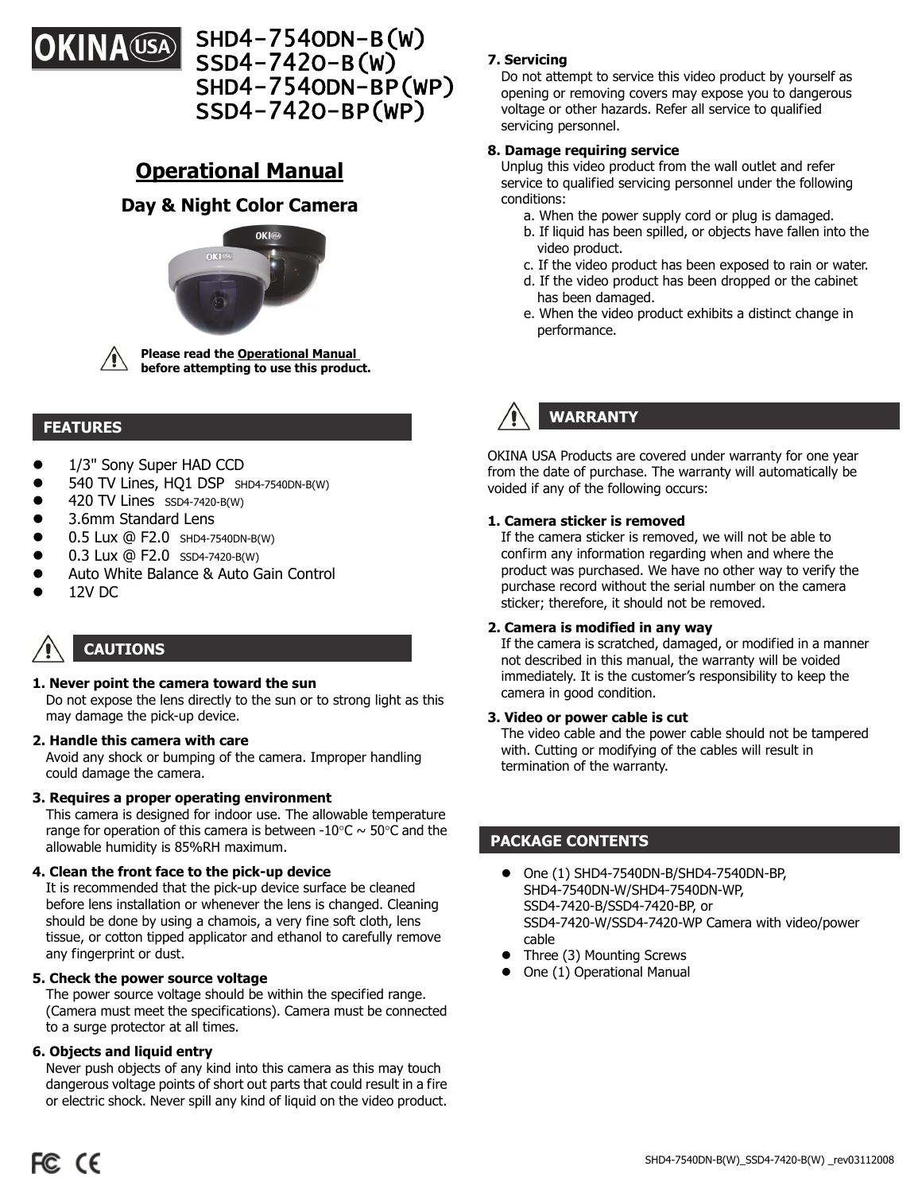# OKINA USA SHD4-7540DN-B(W) SSD4-7420-B(W) SHD4-7540DN-BP(WP) SSD4-7420-BP(WP)

## Operational Manual

### Day & Night Color Camera

**Please read the Operational Manual before attempting to use this product.**

## FEATURES

- 1/3" Sony Super HAD CCD
- 540 TV Lines, HQ1 DSP SHD4-7540DN-B(W)
- 420 TV Lines SSD4-7420-B(W)
- 3.6mm Standard Lens
- 0.5 Lux @ F2.0 SHD4-7540DN-B(W)
- 0.3 Lux @ F2.0 SSD4-7420-B(W)
- Auto White Balance & Auto Gain Control
- 12V DC

## CAUTIONS

**1. Never point the camera toward the sun**
Do not expose the lens directly to the sun or to strong light as this may damage the pick-up device.

**2. Handle this camera with care**
Avoid any shock or bumping of the camera. Improper handling could damage the camera.

**3. Requires a proper operating environment**
This camera is designed for indoor use. The allowable temperature range for operation of this camera is between -10°C ~ 50°C and the allowable humidity is 85%RH maximum.

**4. Clean the front face to the pick-up device**
It is recommended that the pick-up device surface be cleaned before lens installation or whenever the lens is changed. Cleaning should be done by using a chamois, a very fine soft cloth, lens tissue, or cotton tipped applicator and ethanol to carefully remove any fingerprint or dust.

**5. Check the power source voltage**
The power source voltage should be within the specified range. (Camera must meet the specifications). Camera must be connected to a surge protector at all times.

**6. Objects and liquid entry**
Never push objects of any kind into this camera as this may touch dangerous voltage points of short out parts that could result in a fire or electric shock. Never spill any kind of liquid on the video product.

**7. Servicing**
Do not attempt to service this video product by yourself as opening or removing covers may expose you to dangerous voltage or other hazards. Refer all service to qualified servicing personnel.

**8. Damage requiring service**
Unplug this video product from the wall outlet and refer service to qualified servicing personnel under the following conditions:

a. When the power supply cord or plug is damaged.
b. If liquid has been spilled, or objects have fallen into the video product.
c. If the video product has been exposed to rain or water.
d. If the video product has been dropped or the cabinet has been damaged.
e. When the video product exhibits a distinct change in performance.

## WARRANTY

OKINA USA Products are covered under warranty for one year from the date of purchase. The warranty will automatically be voided if any of the following occurs:

**1. Camera sticker is removed**
If the camera sticker is removed, we will not be able to confirm any information regarding when and where the product was purchased. We have no other way to verify the purchase record without the serial number on the camera sticker; therefore, it should not be removed.

**2. Camera is modified in any way**
If the camera is scratched, damaged, or modified in a manner not described in this manual, the warranty will be voided immediately. It is the customer's responsibility to keep the camera in good condition.

**3. Video or power cable is cut**
The video cable and the power cable should not be tampered with. Cutting or modifying of the cables will result in termination of the warranty.

## PACKAGE CONTENTS

- One (1) SHD4-7540DN-B/SHD4-7540DN-BP, SHD4-7540DN-W/SHD4-7540DN-WP, SSD4-7420-B/SSD4-7420-BP, or SSD4-7420-W/SSD4-7420-WP Camera with video/power cable
- Three (3) Mounting Screws
- One (1) Operational Manual

FC CE

SHD4-7540DN-B(W)_SSD4-7420-B(W) _rev03112008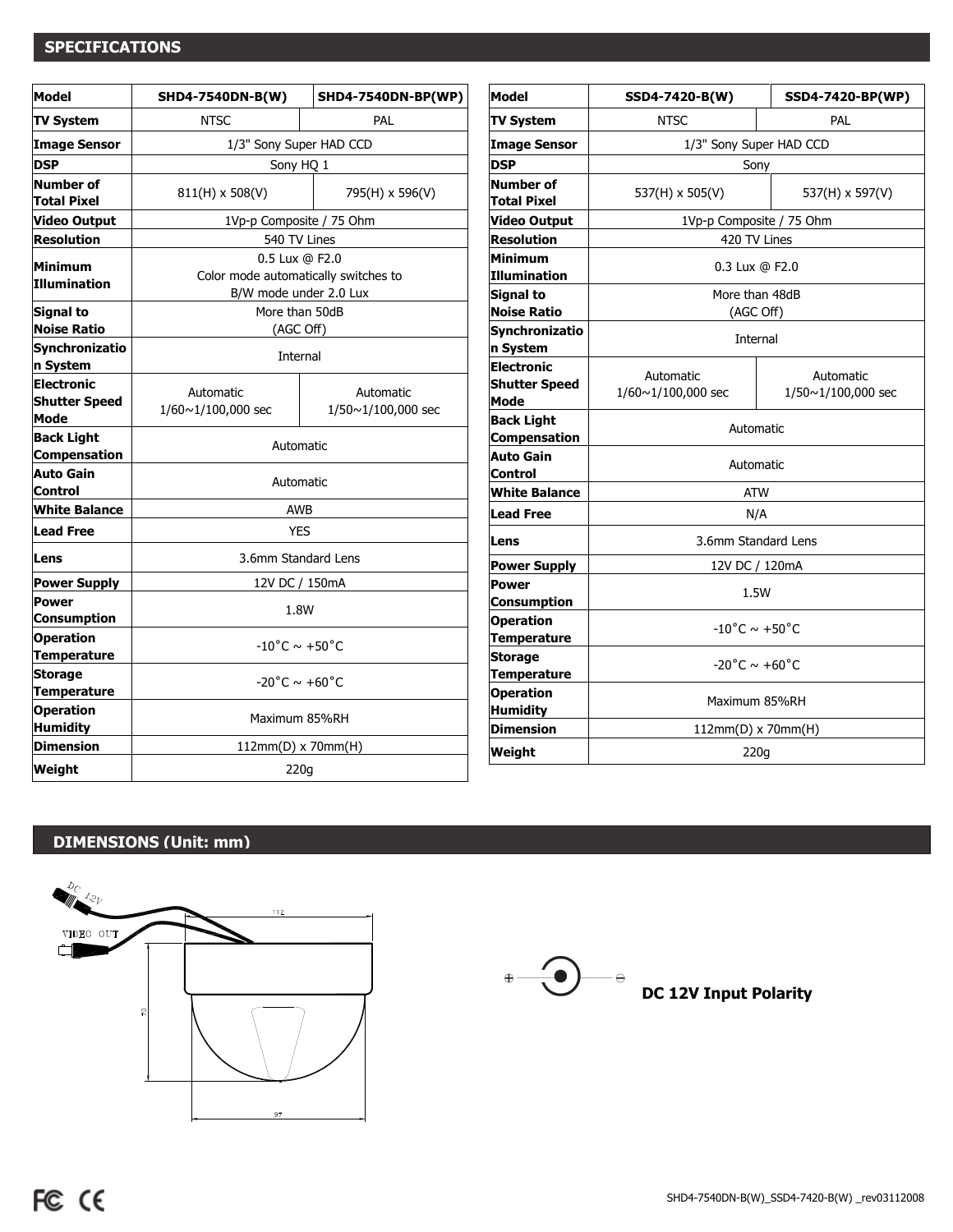## SPECIFICATIONS

| Model | SHD4-7540DN-B(W) | SHD4-7540DN-BP(WP) |
|---|---|---|
| TV System | NTSC | PAL |
| Image Sensor | 1/3" Sony Super HAD CCD | |
| DSP | Sony HQ 1 | |
| Number of Total Pixel | 811(H) x 508(V) | 795(H) x 596(V) |
| Video Output | 1Vp-p Composite / 75 Ohm | |
| Resolution | 540 TV Lines | |
| Minimum Illumination | 0.5 Lux @ F2.0<br>Color mode automatically switches to<br>B/W mode under 2.0 Lux | |
| Signal to Noise Ratio | More than 50dB<br>(AGC Off) | |
| Synchronization System | Internal | |
| Electronic Shutter Speed Mode | Automatic<br>1/60~1/100,000 sec | Automatic<br>1/50~1/100,000 sec |
| Back Light Compensation | Automatic | |
| Auto Gain Control | Automatic | |
| White Balance | AWB | |
| Lead Free | YES | |
| Lens | 3.6mm Standard Lens | |
| Power Supply | 12V DC / 150mA | |
| Power Consumption | 1.8W | |
| Operation Temperature | -10˚C ~ +50˚C | |
| Storage Temperature | -20˚C ~ +60˚C | |
| Operation Humidity | Maximum 85%RH | |
| Dimension | 112mm(D) x 70mm(H) | |
| Weight | 220g | |

| Model | SSD4-7420-B(W) | SSD4-7420-BP(WP) |
|---|---|---|
| TV System | NTSC | PAL |
| Image Sensor | 1/3" Sony Super HAD CCD | |
| DSP | Sony | |
| Number of Total Pixel | 537(H) x 505(V) | 537(H) x 597(V) |
| Video Output | 1Vp-p Composite / 75 Ohm | |
| Resolution | 420 TV Lines | |
| Minimum Illumination | 0.3 Lux @ F2.0 | |
| Signal to Noise Ratio | More than 48dB<br>(AGC Off) | |
| Synchronization System | Internal | |
| Electronic Shutter Speed Mode | Automatic<br>1/60~1/100,000 sec | Automatic<br>1/50~1/100,000 sec |
| Back Light Compensation | Automatic | |
| Auto Gain Control | Automatic | |
| White Balance | ATW | |
| Lead Free | N/A | |
| Lens | 3.6mm Standard Lens | |
| Power Supply | 12V DC / 120mA | |
| Power Consumption | 1.5W | |
| Operation Temperature | -10˚C ~ +50˚C | |
| Storage Temperature | -20˚C ~ +60˚C | |
| Operation Humidity | Maximum 85%RH | |
| Dimension | 112mm(D) x 70mm(H) | |
| Weight | 220g | |

## DIMENSIONS (Unit: mm)

DC 12V

VIDEO OUT

112

70

97

DC 12V Input Polarity

SHD4-7540DN-B(W)_SSD4-7420-B(W) _rev03112008